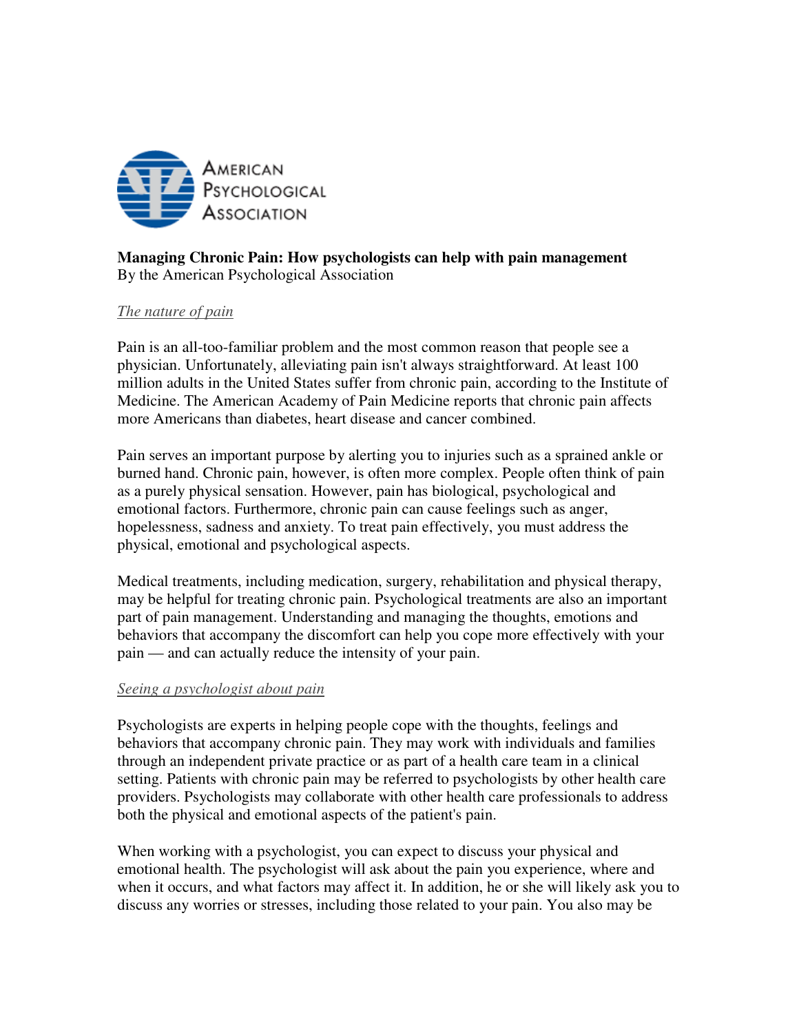AMERICAN PSYCHOLOGICAL ASSOCIATION

# Managing Chronic Pain: How psychologists can help with pain management

By the American Psychological Association

## *The nature of pain*

Pain is an all-too-familiar problem and the most common reason that people see a physician. Unfortunately, alleviating pain isn't always straightforward. At least 100 million adults in the United States suffer from chronic pain, according to the Institute of Medicine. The American Academy of Pain Medicine reports that chronic pain affects more Americans than diabetes, heart disease and cancer combined.

Pain serves an important purpose by alerting you to injuries such as a sprained ankle or burned hand. Chronic pain, however, is often more complex. People often think of pain as a purely physical sensation. However, pain has biological, psychological and emotional factors. Furthermore, chronic pain can cause feelings such as anger, hopelessness, sadness and anxiety. To treat pain effectively, you must address the physical, emotional and psychological aspects.

Medical treatments, including medication, surgery, rehabilitation and physical therapy, may be helpful for treating chronic pain. Psychological treatments are also an important part of pain management. Understanding and managing the thoughts, emotions and behaviors that accompany the discomfort can help you cope more effectively with your pain — and can actually reduce the intensity of your pain.

## *Seeing a psychologist about pain*

Psychologists are experts in helping people cope with the thoughts, feelings and behaviors that accompany chronic pain. They may work with individuals and families through an independent private practice or as part of a health care team in a clinical setting. Patients with chronic pain may be referred to psychologists by other health care providers. Psychologists may collaborate with other health care professionals to address both the physical and emotional aspects of the patient's pain.

When working with a psychologist, you can expect to discuss your physical and emotional health. The psychologist will ask about the pain you experience, where and when it occurs, and what factors may affect it. In addition, he or she will likely ask you to discuss any worries or stresses, including those related to your pain. You also may be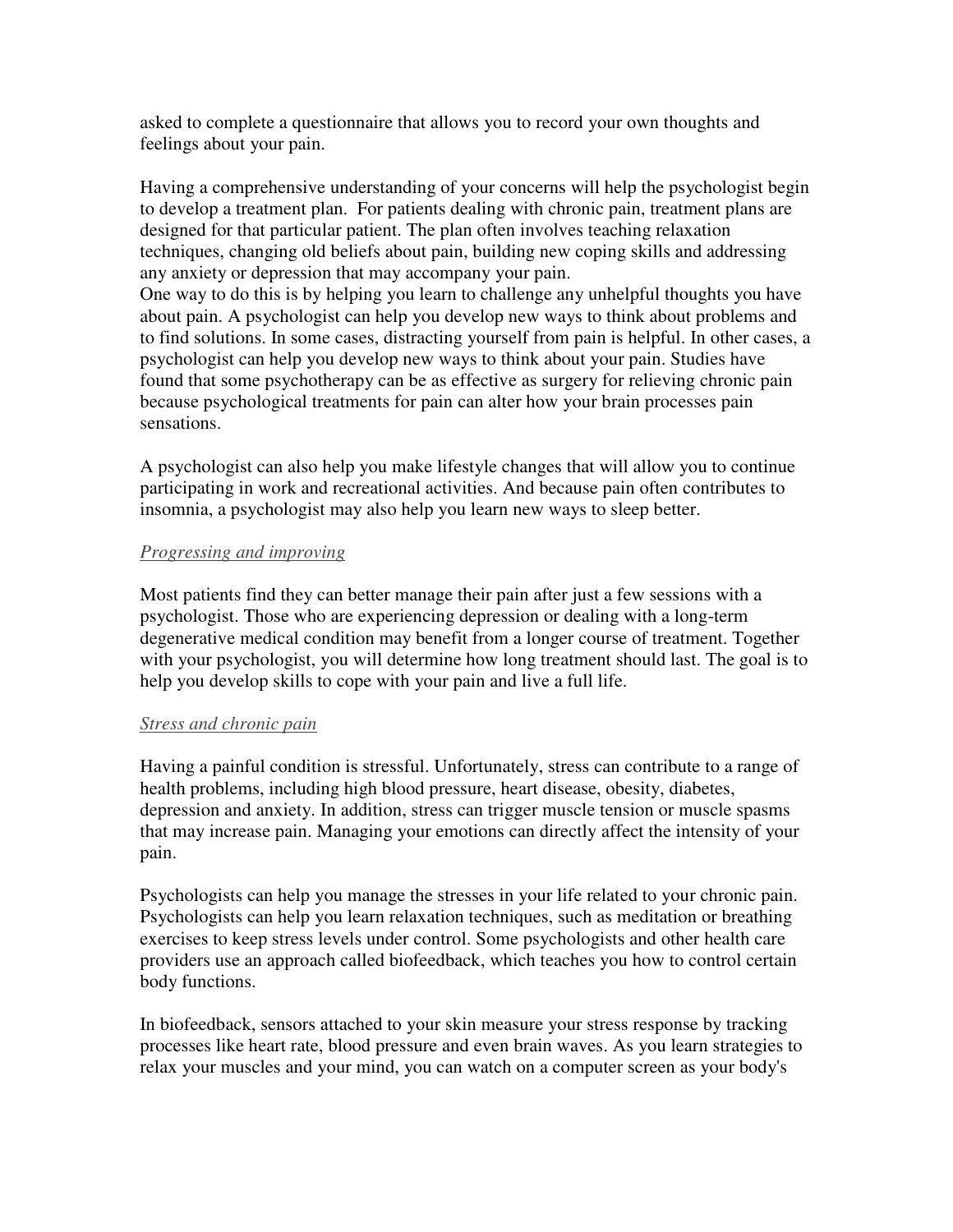asked to complete a questionnaire that allows you to record your own thoughts and feelings about your pain.

Having a comprehensive understanding of your concerns will help the psychologist begin to develop a treatment plan. For patients dealing with chronic pain, treatment plans are designed for that particular patient. The plan often involves teaching relaxation techniques, changing old beliefs about pain, building new coping skills and addressing any anxiety or depression that may accompany your pain.

One way to do this is by helping you learn to challenge any unhelpful thoughts you have about pain. A psychologist can help you develop new ways to think about problems and to find solutions. In some cases, distracting yourself from pain is helpful. In other cases, a psychologist can help you develop new ways to think about your pain. Studies have found that some psychotherapy can be as effective as surgery for relieving chronic pain because psychological treatments for pain can alter how your brain processes pain sensations.

A psychologist can also help you make lifestyle changes that will allow you to continue participating in work and recreational activities. And because pain often contributes to insomnia, a psychologist may also help you learn new ways to sleep better.

*Progressing and improving*

Most patients find they can better manage their pain after just a few sessions with a psychologist. Those who are experiencing depression or dealing with a long-term degenerative medical condition may benefit from a longer course of treatment. Together with your psychologist, you will determine how long treatment should last. The goal is to help you develop skills to cope with your pain and live a full life.

*Stress and chronic pain*

Having a painful condition is stressful. Unfortunately, stress can contribute to a range of health problems, including high blood pressure, heart disease, obesity, diabetes, depression and anxiety. In addition, stress can trigger muscle tension or muscle spasms that may increase pain. Managing your emotions can directly affect the intensity of your pain.

Psychologists can help you manage the stresses in your life related to your chronic pain. Psychologists can help you learn relaxation techniques, such as meditation or breathing exercises to keep stress levels under control. Some psychologists and other health care providers use an approach called biofeedback, which teaches you how to control certain body functions.

In biofeedback, sensors attached to your skin measure your stress response by tracking processes like heart rate, blood pressure and even brain waves. As you learn strategies to relax your muscles and your mind, you can watch on a computer screen as your body's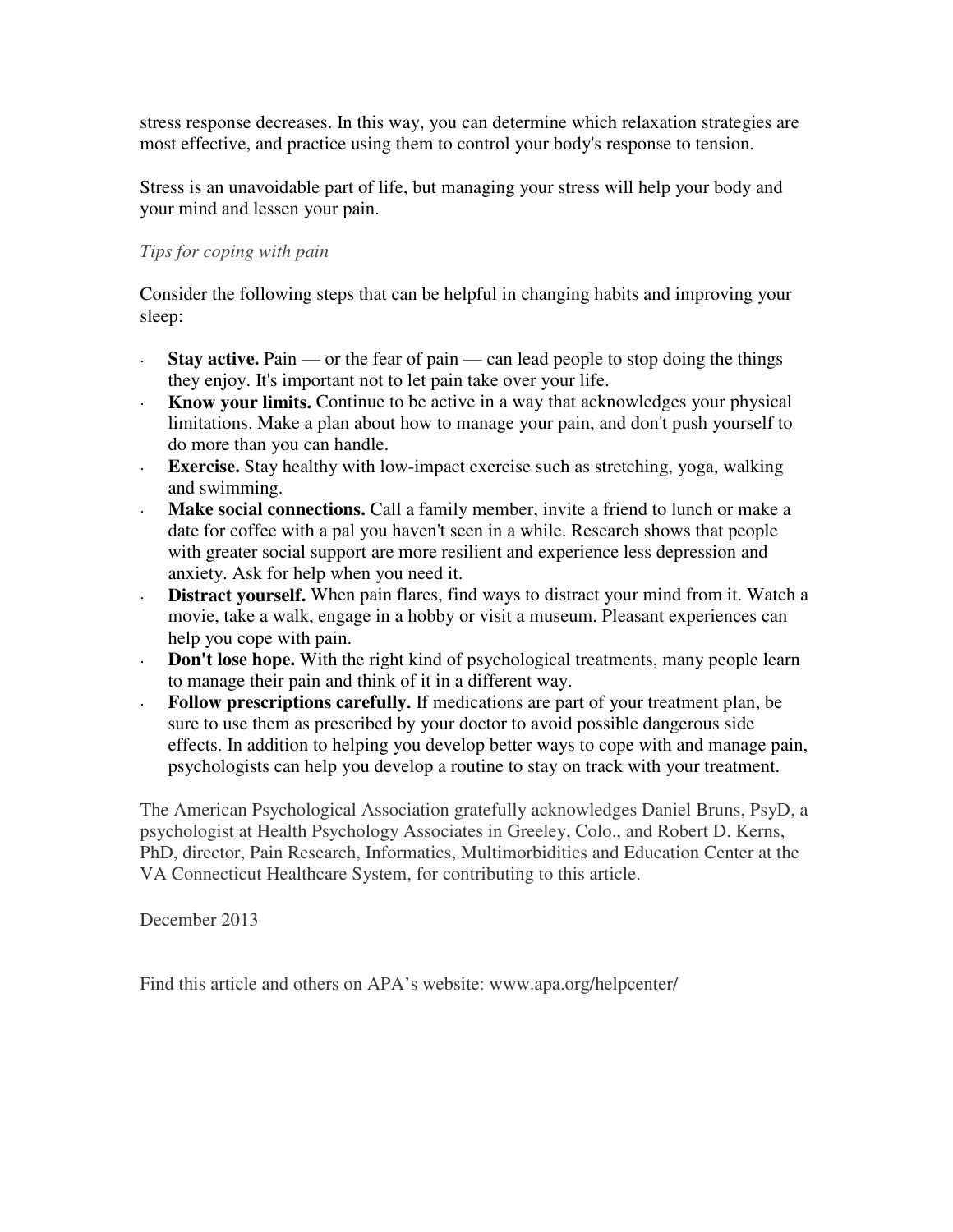stress response decreases. In this way, you can determine which relaxation strategies are most effective, and practice using them to control your body's response to tension.

Stress is an unavoidable part of life, but managing your stress will help your body and your mind and lessen your pain.

*Tips for coping with pain*

Consider the following steps that can be helpful in changing habits and improving your sleep:

- **Stay active.** Pain — or the fear of pain — can lead people to stop doing the things they enjoy. It's important not to let pain take over your life.
- **Know your limits.** Continue to be active in a way that acknowledges your physical limitations. Make a plan about how to manage your pain, and don't push yourself to do more than you can handle.
- **Exercise.** Stay healthy with low-impact exercise such as stretching, yoga, walking and swimming.
- **Make social connections.** Call a family member, invite a friend to lunch or make a date for coffee with a pal you haven't seen in a while. Research shows that people with greater social support are more resilient and experience less depression and anxiety. Ask for help when you need it.
- **Distract yourself.** When pain flares, find ways to distract your mind from it. Watch a movie, take a walk, engage in a hobby or visit a museum. Pleasant experiences can help you cope with pain.
- **Don't lose hope.** With the right kind of psychological treatments, many people learn to manage their pain and think of it in a different way.
- **Follow prescriptions carefully.** If medications are part of your treatment plan, be sure to use them as prescribed by your doctor to avoid possible dangerous side effects. In addition to helping you develop better ways to cope with and manage pain, psychologists can help you develop a routine to stay on track with your treatment.

The American Psychological Association gratefully acknowledges Daniel Bruns, PsyD, a psychologist at Health Psychology Associates in Greeley, Colo., and Robert D. Kerns, PhD, director, Pain Research, Informatics, Multimorbidities and Education Center at the VA Connecticut Healthcare System, for contributing to this article.

December 2013

Find this article and others on APA's website: www.apa.org/helpcenter/